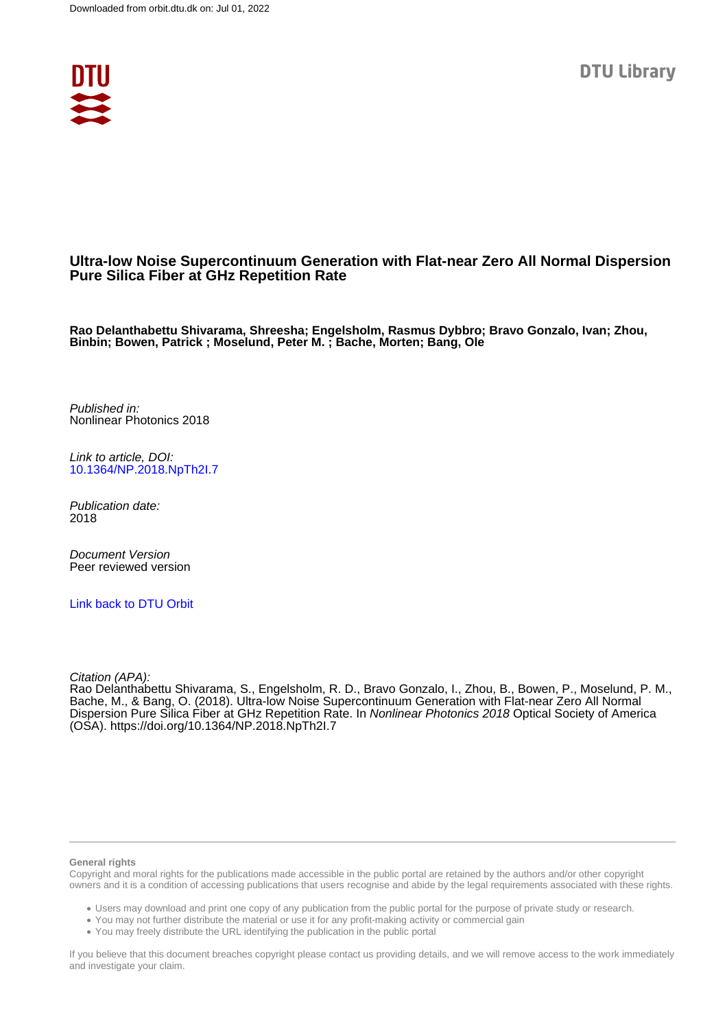# Ultra-low Noise Supercontinuum Generation with Flat-near Zero All Normal Dispersion Pure Silica Fiber at GHz Repetition Rate

**Rao Delanthabettu Shivarama, Shreesha; Engelsholm, Rasmus Dybbro; Bravo Gonzalo, Ivan; Zhou, Binbin; Bowen, Patrick ; Moselund, Peter M. ; Bache, Morten; Bang, Ole**

*Published in:*
Nonlinear Photonics 2018

*Link to article, DOI:*
10.1364/NP.2018.NpTh2I.7

*Publication date:*
2018

*Document Version*
Peer reviewed version

Link back to DTU Orbit

*Citation (APA):*
Rao Delanthabettu Shivarama, S., Engelsholm, R. D., Bravo Gonzalo, I., Zhou, B., Bowen, P., Moselund, P. M., Bache, M., & Bang, O. (2018). Ultra-low Noise Supercontinuum Generation with Flat-near Zero All Normal Dispersion Pure Silica Fiber at GHz Repetition Rate. In *Nonlinear Photonics 2018* Optical Society of America (OSA). https://doi.org/10.1364/NP.2018.NpTh2I.7

**General rights**

Copyright and moral rights for the publications made accessible in the public portal are retained by the authors and/or other copyright owners and it is a condition of accessing publications that users recognise and abide by the legal requirements associated with these rights.

- Users may download and print one copy of any publication from the public portal for the purpose of private study or research.
- You may not further distribute the material or use it for any profit-making activity or commercial gain
- You may freely distribute the URL identifying the publication in the public portal

If you believe that this document breaches copyright please contact us providing details, and we will remove access to the work immediately and investigate your claim.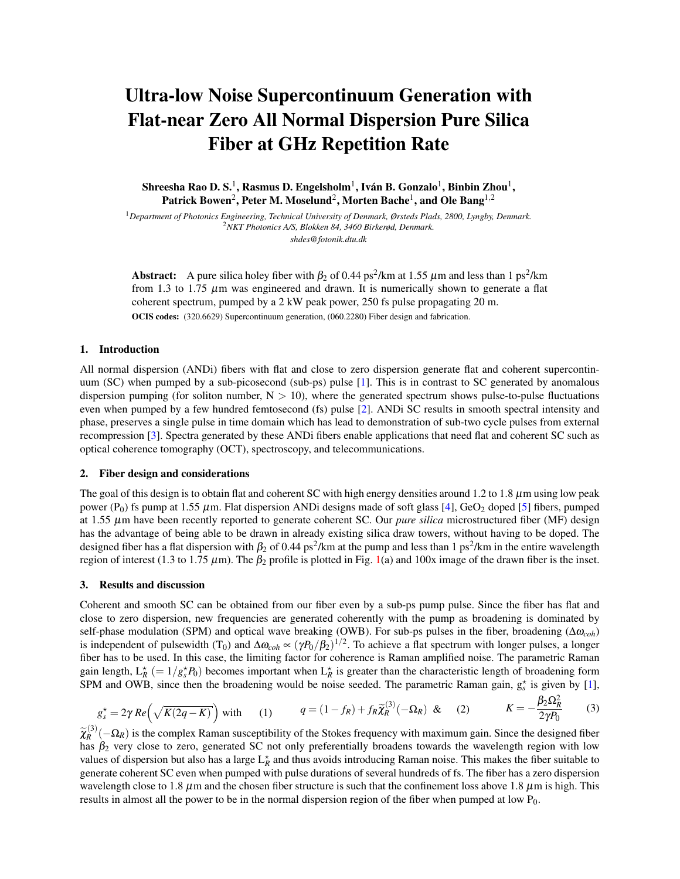# Ultra-low Noise Supercontinuum Generation with Flat-near Zero All Normal Dispersion Pure Silica Fiber at GHz Repetition Rate

**Shreesha Rao D. S.[1], Rasmus D. Engelsholm[1], Iván B. Gonzalo[1], Binbin Zhou[1], Patrick Bowen[2], Peter M. Moselund[2], Morten Bache[1], and Ole Bang[1,2]**

[1] *Department of Photonics Engineering, Technical University of Denmark, Ørsteds Plads, 2800, Lyngby, Denmark.*
[2] *NKT Photonics A/S, Blokken 84, 3460 Birkerød, Denmark.*
*shdes@fotonik.dtu.dk*

**Abstract:** A pure silica holey fiber with $\beta_2$ of 0.44 ps$^2$/km at 1.55 $\mu$m and less than 1 ps$^2$/km from 1.3 to 1.75 $\mu$m was engineered and drawn. It is numerically shown to generate a flat coherent spectrum, pumped by a 2 kW peak power, 250 fs pulse propagating 20 m.

**OCIS codes:** (320.6629) Supercontinuum generation, (060.2280) Fiber design and fabrication.

## 1. Introduction

All normal dispersion (ANDi) fibers with flat and close to zero dispersion generate flat and coherent supercontinuum (SC) when pumped by a sub-picosecond (sub-ps) pulse [1]. This is in contrast to SC generated by anomalous dispersion pumping (for soliton number, N > 10), where the generated spectrum shows pulse-to-pulse fluctuations even when pumped by a few hundred femtosecond (fs) pulse [2]. ANDi SC results in smooth spectral intensity and phase, preserves a single pulse in time domain which has lead to demonstration of sub-two cycle pulses from external recompression [3]. Spectra generated by these ANDi fibers enable applications that need flat and coherent SC such as optical coherence tomography (OCT), spectroscopy, and telecommunications.

## 2. Fiber design and considerations

The goal of this design is to obtain flat and coherent SC with high energy densities around 1.2 to 1.8 $\mu$m using low peak power ($P_0$) fs pump at 1.55 $\mu$m. Flat dispersion ANDi designs made of soft glass [4], $GeO_2$ doped [5] fibers, pumped at 1.55 $\mu$m have been recently reported to generate coherent SC. Our *pure silica* microstructured fiber (MF) design has the advantage of being able to be drawn in already existing silica draw towers, without having to be doped. The designed fiber has a flat dispersion with $\beta_2$ of 0.44 ps$^2$/km at the pump and less than 1 ps$^2$/km in the entire wavelength region of interest (1.3 to 1.75 $\mu$m). The $\beta_2$ profile is plotted in Fig. 1(a) and 100x image of the drawn fiber is the inset.

## 3. Results and discussion

Coherent and smooth SC can be obtained from our fiber even by a sub-ps pump pulse. Since the fiber has flat and close to zero dispersion, new frequencies are generated coherently with the pump as broadening is dominated by self-phase modulation (SPM) and optical wave breaking (OWB). For sub-ps pulses in the fiber, broadening ($\Delta\omega_{coh}$) is independent of pulsewidth ($T_0$) and $\Delta\omega_{coh} \propto (\gamma P_0/\beta_2)^{1/2}$. To achieve a flat spectrum with longer pulses, a longer fiber has to be used. In this case, the limiting factor for coherence is Raman amplified noise. The parametric Raman gain length, $L_R^\star$ $(= 1/g_s^\star P_0)$ becomes important when $L_R^\star$ is greater than the characteristic length of broadening form SPM and OWB, since then the broadening would be noise seeded. The parametric Raman gain, $g_s^\star$ is given by [1],

$$g_s^\star = 2\gamma \, Re\Big(\sqrt{K(2q-K)}\Big) \text{ with} \qquad (1) \qquad q = (1-f_R) + f_R\widetilde{\chi}_R^{(3)}(-\Omega_R) \ \& \qquad (2) \qquad K = -\frac{\beta_2 \Omega_R^2}{2\gamma P_0} \qquad (3)$$

$\widetilde{\chi}_R^{(3)}(-\Omega_R)$ is the complex Raman susceptibility of the Stokes frequency with maximum gain. Since the designed fiber has $\beta_2$ very close to zero, generated SC not only preferentially broadens towards the wavelength region with low values of dispersion but also has a large $L_R^\star$ and thus avoids introducing Raman noise. This makes the fiber suitable to generate coherent SC even when pumped with pulse durations of several hundreds of fs. The fiber has a zero dispersion wavelength close to 1.8 $\mu$m and the chosen fiber structure is such that the confinement loss above 1.8 $\mu$m is high. This results in almost all the power to be in the normal dispersion region of the fiber when pumped at low $P_0$.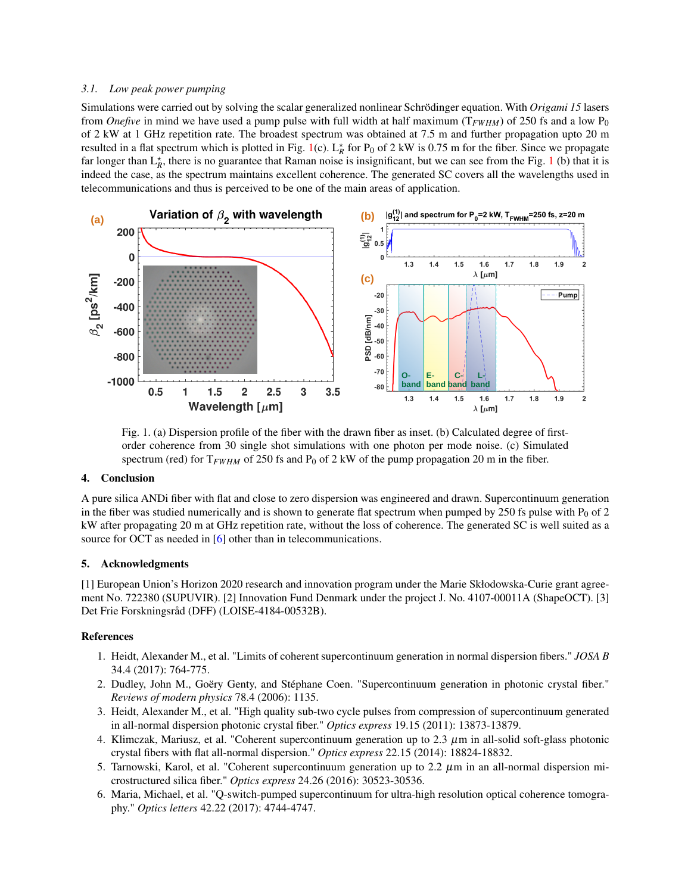### 3.1. *Low peak power pumping*

Simulations were carried out by solving the scalar generalized nonlinear Schrödinger equation. With *Origami 15* lasers from *Onefive* in mind we have used a pump pulse with full width at half maximum ($T_{FWHM}$) of 250 fs and a low $P_0$ of 2 kW at 1 GHz repetition rate. The broadest spectrum was obtained at 7.5 m and further propagation upto 20 m resulted in a flat spectrum which is plotted in Fig. 1(c). $L_R^{\star}$ for $P_0$ of 2 kW is 0.75 m for the fiber. Since we propagate far longer than $L_R^{\star}$, there is no guarantee that Raman noise is insignificant, but we can see from the Fig. 1 (b) that it is indeed the case, as the spectrum maintains excellent coherence. The generated SC covers all the wavelengths used in telecommunications and thus is perceived to be one of the main areas of application.

(a) Variation of $\beta_2$ with wavelength

$\beta_2$ [ps²/km]

200
0
-200
-400
-600
-800
-1000

0.5 1 1.5 2 2.5 3 3.5

Wavelength [$\mu$m]

(b) $|g_{12}^{(1)}|$ and spectrum for $P_0$=2 kW, $T_{FWHM}$=250 fs, z=20 m

$|g_{12}^{(1)}|$

1
0.5
0

1.3 1.4 1.5 1.6 1.7 1.8 1.9 2

$\lambda$ [$\mu$m]

(c)

PSD [dB/nm]

-20
-30
-40
-50
-60
-70
-80

Pump

O-band E-band C-band L-band

1.3 1.4 1.5 1.6 1.7 1.8 1.9 2

$\lambda$ [$\mu$m]

Fig. 1. (a) Dispersion profile of the fiber with the drawn fiber as inset. (b) Calculated degree of first-order coherence from 30 single shot simulations with one photon per mode noise. (c) Simulated spectrum (red) for $T_{FWHM}$ of 250 fs and $P_0$ of 2 kW of the pump propagation 20 m in the fiber.

## 4. Conclusion

A pure silica ANDi fiber with flat and close to zero dispersion was engineered and drawn. Supercontinuum generation in the fiber was studied numerically and is shown to generate flat spectrum when pumped by 250 fs pulse with $P_0$ of 2 kW after propagating 20 m at GHz repetition rate, without the loss of coherence. The generated SC is well suited as a source for OCT as needed in [6] other than in telecommunications.

## 5. Acknowledgments

[1] European Union's Horizon 2020 research and innovation program under the Marie Skłodowska-Curie grant agreement No. 722380 (SUPUVIR). [2] Innovation Fund Denmark under the project J. No. 4107-00011A (ShapeOCT). [3] Det Frie Forskningsråd (DFF) (LOISE-4184-00532B).

## References

1. Heidt, Alexander M., et al. "Limits of coherent supercontinuum generation in normal dispersion fibers." *JOSA B* 34.4 (2017): 764-775.
2. Dudley, John M., Goëry Genty, and Stéphane Coen. "Supercontinuum generation in photonic crystal fiber." *Reviews of modern physics* 78.4 (2006): 1135.
3. Heidt, Alexander M., et al. "High quality sub-two cycle pulses from compression of supercontinuum generated in all-normal dispersion photonic crystal fiber." *Optics express* 19.15 (2011): 13873-13879.
4. Klimczak, Mariusz, et al. "Coherent supercontinuum generation up to 2.3 $\mu$m in all-solid soft-glass photonic crystal fibers with flat all-normal dispersion." *Optics express* 22.15 (2014): 18824-18832.
5. Tarnowski, Karol, et al. "Coherent supercontinuum generation up to 2.2 $\mu$m in an all-normal dispersion microstructured silica fiber." *Optics express* 24.26 (2016): 30523-30536.
6. Maria, Michael, et al. "Q-switch-pumped supercontinuum for ultra-high resolution optical coherence tomography." *Optics letters* 42.22 (2017): 4744-4747.